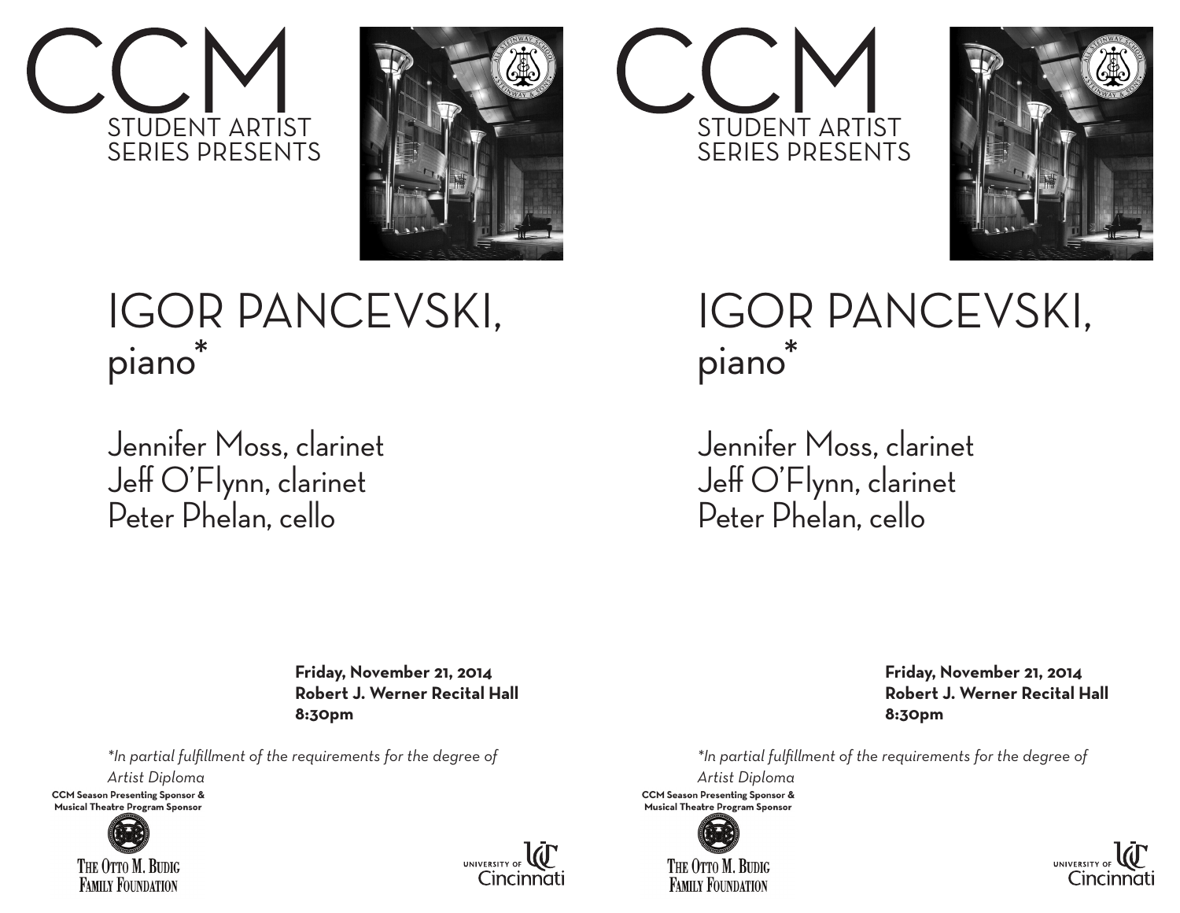# CCM

STUDENT ARTIST SERIES PRESENTS

# IGOR PANCEVSKI, piano*

Jennifer Moss, clarinet
Jeff O'Flynn, clarinet
Peter Phelan, cello

**Friday, November 21, 2014**
**Robert J. Werner Recital Hall**
**8:30pm**

*\*In partial fulfillment of the requirements for the degree of Artist Diploma*

**CCM Season Presenting Sponsor & Musical Theatre Program Sponsor**

THE OTTO M. BUDIG FAMILY FOUNDATION

UNIVERSITY OF Cincinnati

# CCM

STUDENT ARTIST SERIES PRESENTS

# IGOR PANCEVSKI, piano*

Jennifer Moss, clarinet
Jeff O'Flynn, clarinet
Peter Phelan, cello

**Friday, November 21, 2014**
**Robert J. Werner Recital Hall**
**8:30pm**

*\*In partial fulfillment of the requirements for the degree of Artist Diploma*

**CCM Season Presenting Sponsor & Musical Theatre Program Sponsor**

THE OTTO M. BUDIG FAMILY FOUNDATION

UNIVERSITY OF Cincinnati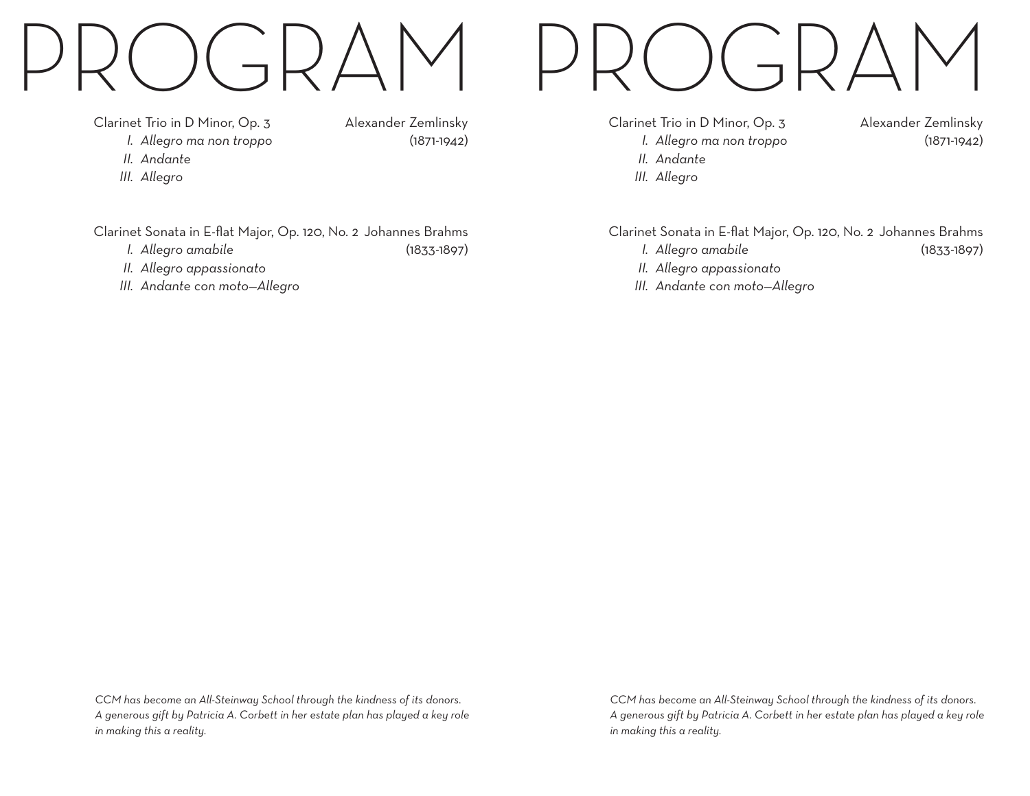# PROGRAM

Clarinet Trio in D Minor, Op. 3 — Alexander Zemlinsky (1871-1942)

I. *Allegro ma non troppo*
II. *Andante*
III. *Allegro*

Clarinet Sonata in E-flat Major, Op. 120, No. 2 — Johannes Brahms (1833-1897)

I. *Allegro amabile*
II. *Allegro appassionato*
III. *Andante con moto—Allegro*

*CCM has become an All-Steinway School through the kindness of its donors. A generous gift by Patricia A. Corbett in her estate plan has played a key role in making this a reality.*

# PROGRAM

Clarinet Trio in D Minor, Op. 3 — Alexander Zemlinsky (1871-1942)

I. *Allegro ma non troppo*
II. *Andante*
III. *Allegro*

Clarinet Sonata in E-flat Major, Op. 120, No. 2 — Johannes Brahms (1833-1897)

I. *Allegro amabile*
II. *Allegro appassionato*
III. *Andante con moto—Allegro*

*CCM has become an All-Steinway School through the kindness of its donors. A generous gift by Patricia A. Corbett in her estate plan has played a key role in making this a reality.*